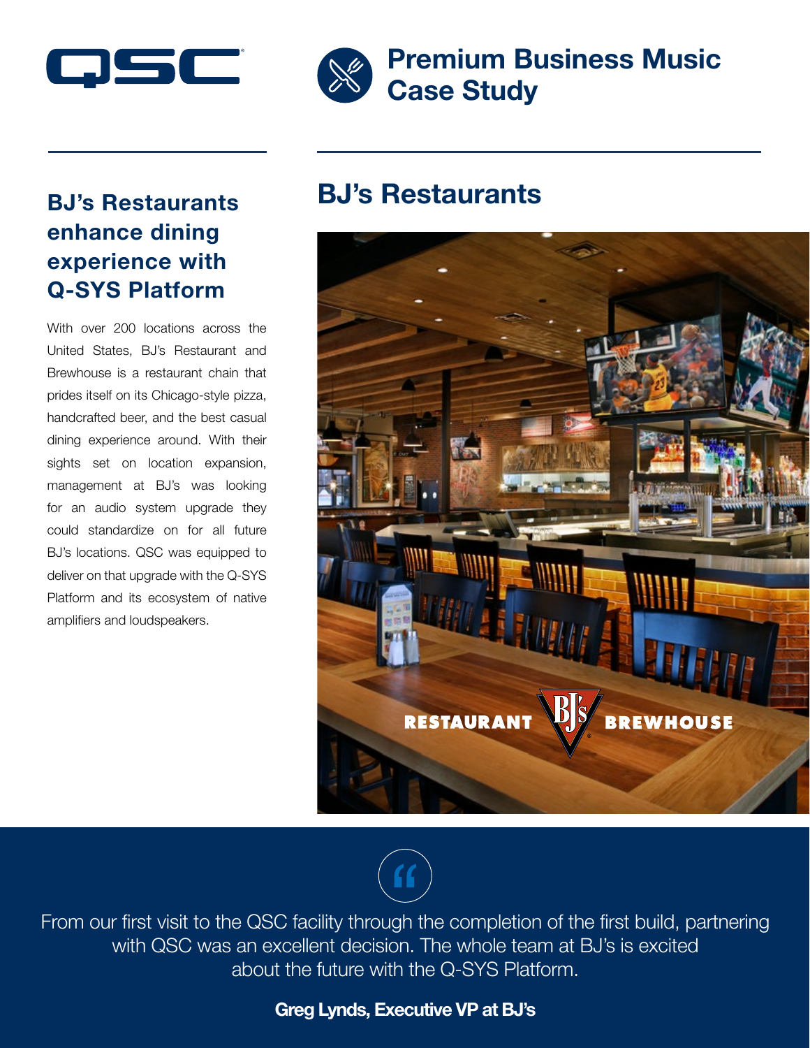# Premium Business Music Case Study

## BJ's Restaurants enhance dining experience with Q-SYS Platform

With over 200 locations across the United States, BJ's Restaurant and Brewhouse is a restaurant chain that prides itself on its Chicago-style pizza, handcrafted beer, and the best casual dining experience around. With their sights set on location expansion, management at BJ's was looking for an audio system upgrade they could standardize on for all future BJ's locations. QSC was equipped to deliver on that upgrade with the Q-SYS Platform and its ecosystem of native amplifiers and loudspeakers.

## BJ's Restaurants

> From our first visit to the QSC facility through the completion of the first build, partnering with QSC was an excellent decision. The whole team at BJ's is excited about the future with the Q-SYS Platform.
>
> **Greg Lynds, Executive VP at BJ's**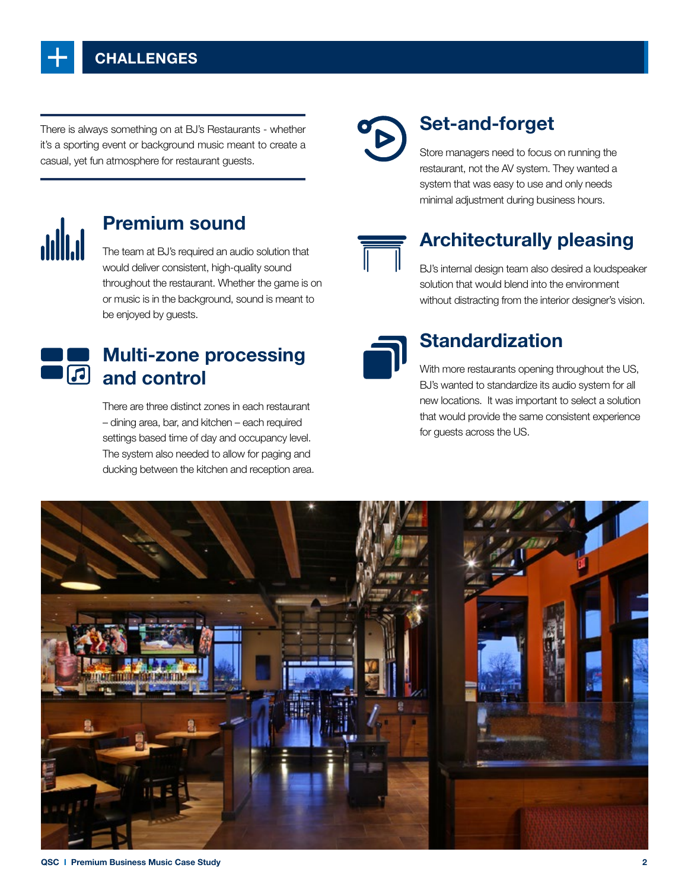## CHALLENGES

There is always something on at BJ's Restaurants - whether it's a sporting event or background music meant to create a casual, yet fun atmosphere for restaurant guests.

### Premium sound

The team at BJ's required an audio solution that would deliver consistent, high-quality sound throughout the restaurant. Whether the game is on or music is in the background, sound is meant to be enjoyed by guests.

### Multi-zone processing and control

There are three distinct zones in each restaurant – dining area, bar, and kitchen – each required settings based time of day and occupancy level. The system also needed to allow for paging and ducking between the kitchen and reception area.

### Set-and-forget

Store managers need to focus on running the restaurant, not the AV system. They wanted a system that was easy to use and only needs minimal adjustment during business hours.

### Architecturally pleasing

BJ's internal design team also desired a loudspeaker solution that would blend into the environment without distracting from the interior designer's vision.

### Standardization

With more restaurants opening throughout the US, BJ's wanted to standardize its audio system for all new locations. It was important to select a solution that would provide the same consistent experience for guests across the US.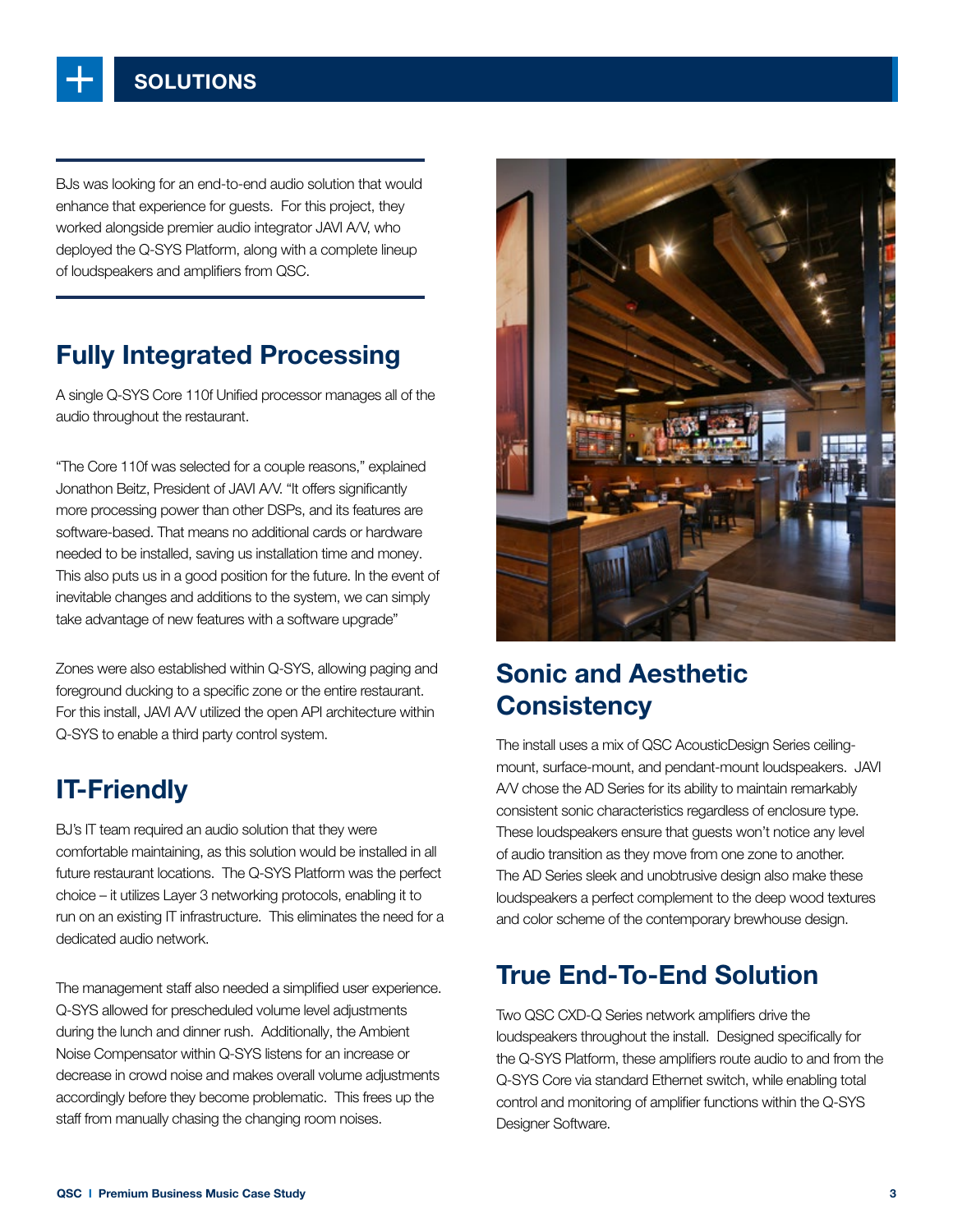# SOLUTIONS

BJs was looking for an end-to-end audio solution that would enhance that experience for guests. For this project, they worked alongside premier audio integrator JAVI A/V, who deployed the Q-SYS Platform, along with a complete lineup of loudspeakers and amplifiers from QSC.

## Fully Integrated Processing

A single Q-SYS Core 110f Unified processor manages all of the audio throughout the restaurant.

"The Core 110f was selected for a couple reasons," explained Jonathon Beitz, President of JAVI A/V. "It offers significantly more processing power than other DSPs, and its features are software-based. That means no additional cards or hardware needed to be installed, saving us installation time and money. This also puts us in a good position for the future. In the event of inevitable changes and additions to the system, we can simply take advantage of new features with a software upgrade"

Zones were also established within Q-SYS, allowing paging and foreground ducking to a specific zone or the entire restaurant. For this install, JAVI A/V utilized the open API architecture within Q-SYS to enable a third party control system.

## IT-Friendly

BJ's IT team required an audio solution that they were comfortable maintaining, as this solution would be installed in all future restaurant locations. The Q-SYS Platform was the perfect choice – it utilizes Layer 3 networking protocols, enabling it to run on an existing IT infrastructure. This eliminates the need for a dedicated audio network.

The management staff also needed a simplified user experience. Q-SYS allowed for prescheduled volume level adjustments during the lunch and dinner rush. Additionally, the Ambient Noise Compensator within Q-SYS listens for an increase or decrease in crowd noise and makes overall volume adjustments accordingly before they become problematic. This frees up the staff from manually chasing the changing room noises.

## Sonic and Aesthetic Consistency

The install uses a mix of QSC AcousticDesign Series ceiling-mount, surface-mount, and pendant-mount loudspeakers. JAVI A/V chose the AD Series for its ability to maintain remarkably consistent sonic characteristics regardless of enclosure type. These loudspeakers ensure that guests won't notice any level of audio transition as they move from one zone to another. The AD Series sleek and unobtrusive design also make these loudspeakers a perfect complement to the deep wood textures and color scheme of the contemporary brewhouse design.

## True End-To-End Solution

Two QSC CXD-Q Series network amplifiers drive the loudspeakers throughout the install. Designed specifically for the Q-SYS Platform, these amplifiers route audio to and from the Q-SYS Core via standard Ethernet switch, while enabling total control and monitoring of amplifier functions within the Q-SYS Designer Software.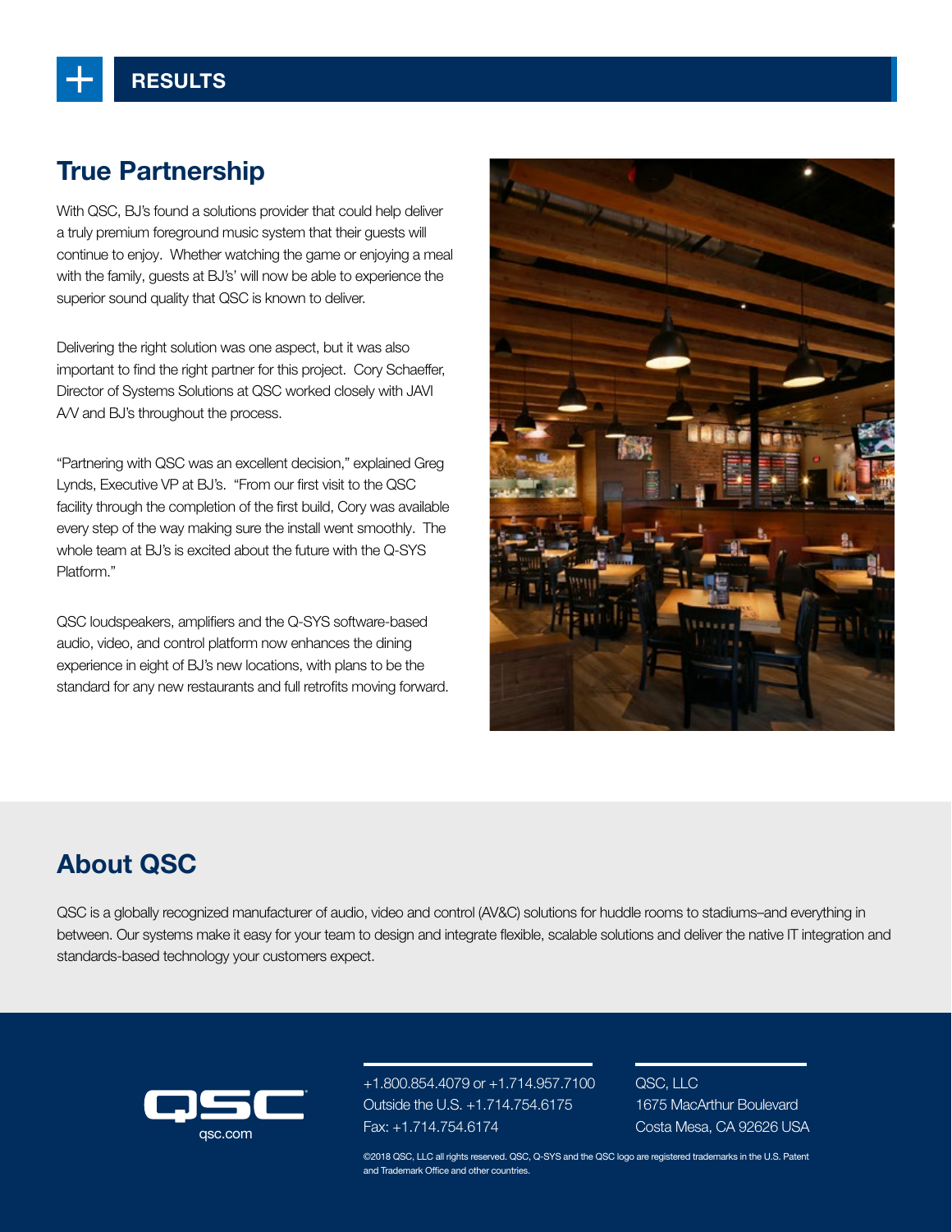## RESULTS

## True Partnership

With QSC, BJ's found a solutions provider that could help deliver a truly premium foreground music system that their guests will continue to enjoy. Whether watching the game or enjoying a meal with the family, guests at BJ's' will now be able to experience the superior sound quality that QSC is known to deliver.

Delivering the right solution was one aspect, but it was also important to find the right partner for this project. Cory Schaeffer, Director of Systems Solutions at QSC worked closely with JAVI A/V and BJ's throughout the process.

"Partnering with QSC was an excellent decision," explained Greg Lynds, Executive VP at BJ's. "From our first visit to the QSC facility through the completion of the first build, Cory was available every step of the way making sure the install went smoothly. The whole team at BJ's is excited about the future with the Q-SYS Platform."

QSC loudspeakers, amplifiers and the Q-SYS software-based audio, video, and control platform now enhances the dining experience in eight of BJ's new locations, with plans to be the standard for any new restaurants and full retrofits moving forward.

## About QSC

QSC is a globally recognized manufacturer of audio, video and control (AV&C) solutions for huddle rooms to stadiums–and everything in between. Our systems make it easy for your team to design and integrate flexible, scalable solutions and deliver the native IT integration and standards-based technology your customers expect.

qsc.com

+1.800.854.4079 or +1.714.957.7100
Outside the U.S. +1.714.754.6175
Fax: +1.714.754.6174

QSC, LLC
1675 MacArthur Boulevard
Costa Mesa, CA 92626 USA

©2018 QSC, LLC all rights reserved. QSC, Q-SYS and the QSC logo are registered trademarks in the U.S. Patent and Trademark Office and other countries.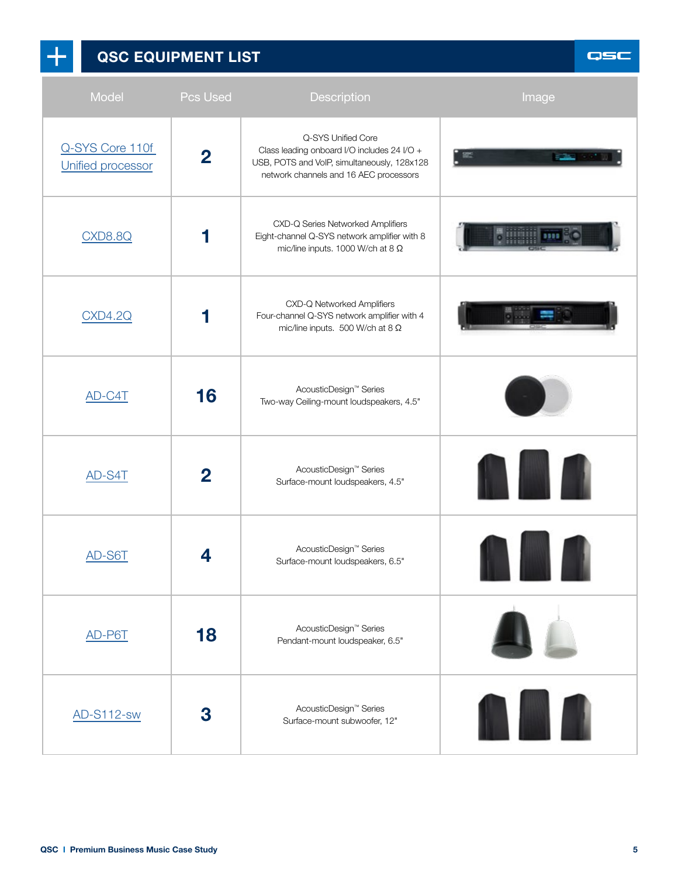# QSC EQUIPMENT LIST

| Model | Pcs Used | Description | Image |
|---|---|---|---|
| Q-SYS Core 110f Unified processor | 2 | Q-SYS Unified Core<br>Class leading onboard I/O includes 24 I/O + USB, POTS and VoIP, simultaneously, 128x128 network channels and 16 AEC processors | |
| CXD8.8Q | 1 | CXD-Q Series Networked Amplifiers<br>Eight-channel Q-SYS network amplifier with 8 mic/line inputs. 1000 W/ch at 8 Ω | |
| CXD4.2Q | 1 | CXD-Q Networked Amplifiers<br>Four-channel Q-SYS network amplifier with 4 mic/line inputs. 500 W/ch at 8 Ω | |
| AD-C4T | 16 | AcousticDesign™ Series<br>Two-way Ceiling-mount loudspeakers, 4.5" | |
| AD-S4T | 2 | AcousticDesign™ Series<br>Surface-mount loudspeakers, 4.5" | |
| AD-S6T | 4 | AcousticDesign™ Series<br>Surface-mount loudspeakers, 6.5" | |
| AD-P6T | 18 | AcousticDesign™ Series<br>Pendant-mount loudspeaker, 6.5" | |
| AD-S112-sw | 3 | AcousticDesign™ Series<br>Surface-mount subwoofer, 12" | |